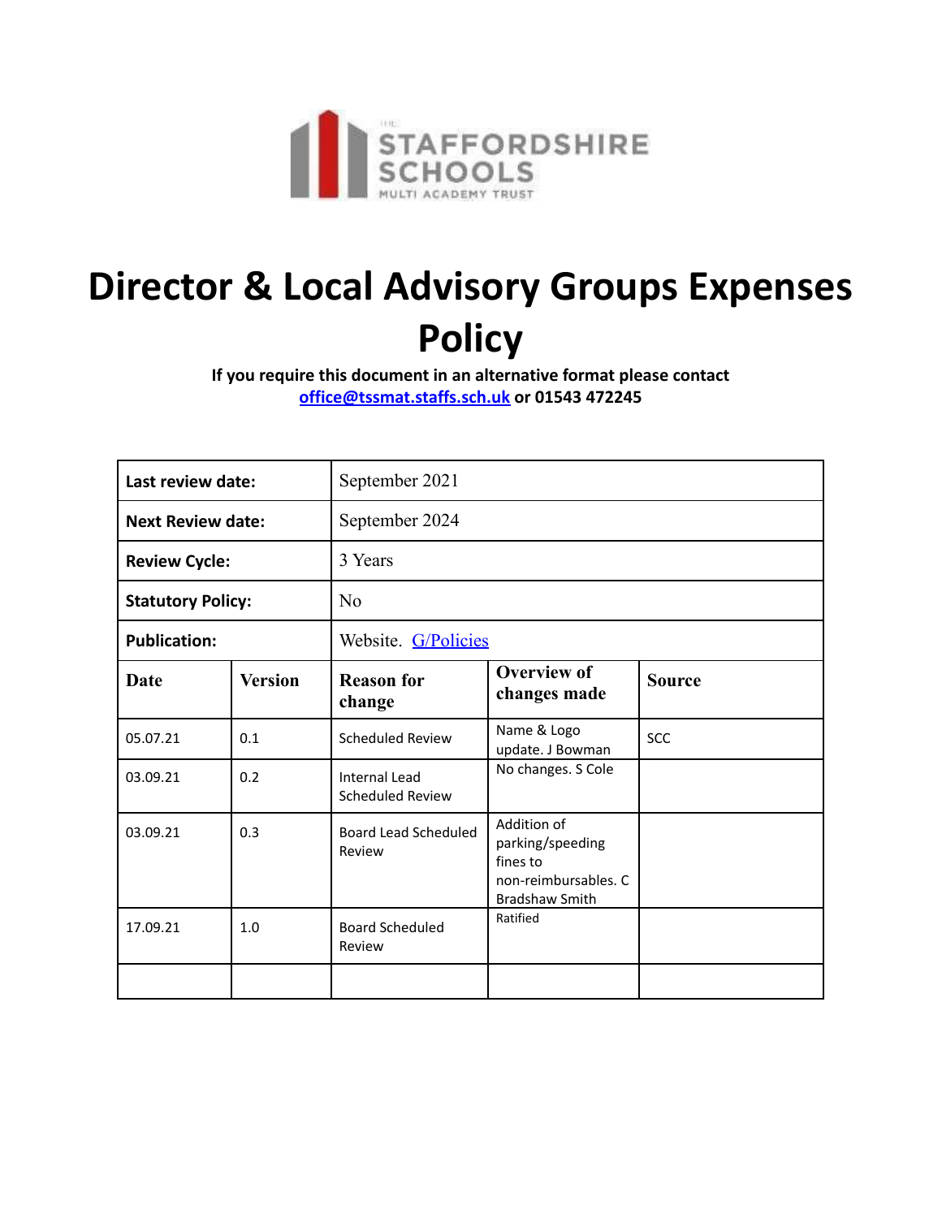# Director & Local Advisory Groups Expenses Policy

**If you require this document in an alternative format please contact office@tssmat.staffs.sch.uk or 01543 472245**

| **Last review date:** | September 2021 | | | |
|---|---|---|---|---|
| **Next Review date:** | September 2024 | | | |
| **Review Cycle:** | 3 Years | | | |
| **Statutory Policy:** | No | | | |
| **Publication:** | Website. G/Policies | | | |
| **Date** | **Version** | **Reason for change** | **Overview of changes made** | **Source** |
| 05.07.21 | 0.1 | Scheduled Review | Name & Logo update. J Bowman | SCC |
| 03.09.21 | 0.2 | Internal Lead Scheduled Review | No changes. S Cole | |
| 03.09.21 | 0.3 | Board Lead Scheduled Review | Addition of parking/speeding fines to non-reimbursables. C Bradshaw Smith | |
| 17.09.21 | 1.0 | Board Scheduled Review | Ratified | |
| | | | | |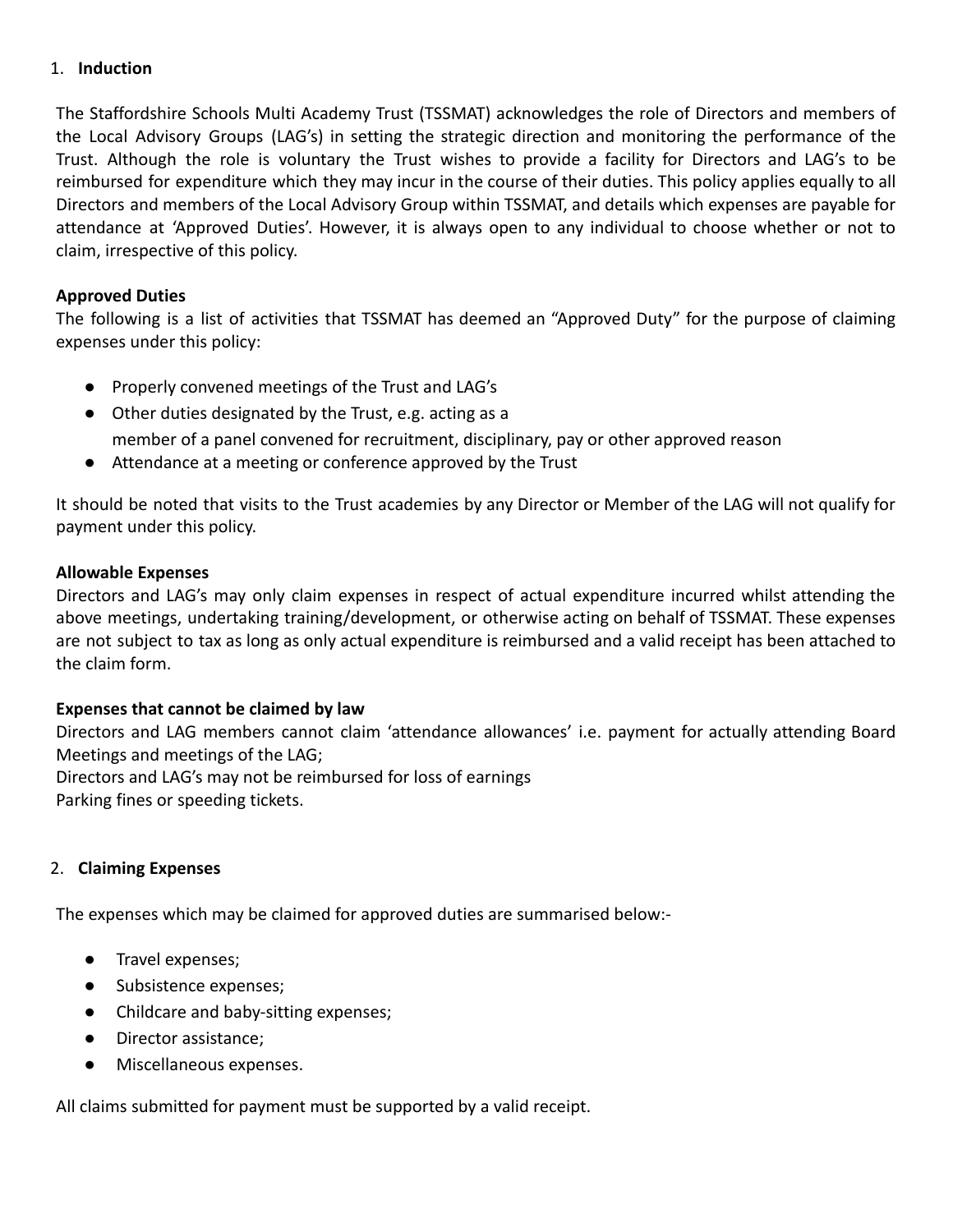## 1. Induction

The Staffordshire Schools Multi Academy Trust (TSSMAT) acknowledges the role of Directors and members of the Local Advisory Groups (LAG's) in setting the strategic direction and monitoring the performance of the Trust. Although the role is voluntary the Trust wishes to provide a facility for Directors and LAG's to be reimbursed for expenditure which they may incur in the course of their duties. This policy applies equally to all Directors and members of the Local Advisory Group within TSSMAT, and details which expenses are payable for attendance at 'Approved Duties'. However, it is always open to any individual to choose whether or not to claim, irrespective of this policy.

**Approved Duties**

The following is a list of activities that TSSMAT has deemed an "Approved Duty" for the purpose of claiming expenses under this policy:

- Properly convened meetings of the Trust and LAG's
- Other duties designated by the Trust, e.g. acting as a member of a panel convened for recruitment, disciplinary, pay or other approved reason
- Attendance at a meeting or conference approved by the Trust

It should be noted that visits to the Trust academies by any Director or Member of the LAG will not qualify for payment under this policy.

**Allowable Expenses**

Directors and LAG's may only claim expenses in respect of actual expenditure incurred whilst attending the above meetings, undertaking training/development, or otherwise acting on behalf of TSSMAT. These expenses are not subject to tax as long as only actual expenditure is reimbursed and a valid receipt has been attached to the claim form.

**Expenses that cannot be claimed by law**

Directors and LAG members cannot claim 'attendance allowances' i.e. payment for actually attending Board Meetings and meetings of the LAG;

Directors and LAG's may not be reimbursed for loss of earnings

Parking fines or speeding tickets.

## 2. Claiming Expenses

The expenses which may be claimed for approved duties are summarised below:-

- Travel expenses;
- Subsistence expenses;
- Childcare and baby-sitting expenses;
- Director assistance;
- Miscellaneous expenses.

All claims submitted for payment must be supported by a valid receipt.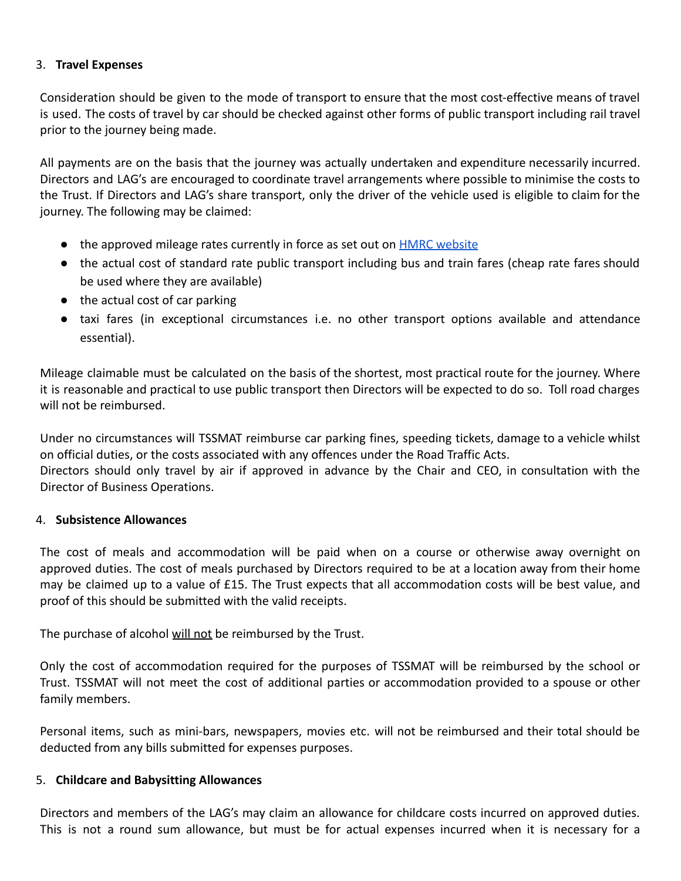3. **Travel Expenses**

Consideration should be given to the mode of transport to ensure that the most cost-effective means of travel is used. The costs of travel by car should be checked against other forms of public transport including rail travel prior to the journey being made.

All payments are on the basis that the journey was actually undertaken and expenditure necessarily incurred. Directors and LAG's are encouraged to coordinate travel arrangements where possible to minimise the costs to the Trust. If Directors and LAG's share transport, only the driver of the vehicle used is eligible to claim for the journey. The following may be claimed:

- the approved mileage rates currently in force as set out on [HMRC website]
- the actual cost of standard rate public transport including bus and train fares (cheap rate fares should be used where they are available)
- the actual cost of car parking
- taxi fares (in exceptional circumstances i.e. no other transport options available and attendance essential).

Mileage claimable must be calculated on the basis of the shortest, most practical route for the journey. Where it is reasonable and practical to use public transport then Directors will be expected to do so. Toll road charges will not be reimbursed.

Under no circumstances will TSSMAT reimburse car parking fines, speeding tickets, damage to a vehicle whilst on official duties, or the costs associated with any offences under the Road Traffic Acts.
Directors should only travel by air if approved in advance by the Chair and CEO, in consultation with the Director of Business Operations.

4. **Subsistence Allowances**

The cost of meals and accommodation will be paid when on a course or otherwise away overnight on approved duties. The cost of meals purchased by Directors required to be at a location away from their home may be claimed up to a value of £15. The Trust expects that all accommodation costs will be best value, and proof of this should be submitted with the valid receipts.

The purchase of alcohol <u>will not</u> be reimbursed by the Trust.

Only the cost of accommodation required for the purposes of TSSMAT will be reimbursed by the school or Trust. TSSMAT will not meet the cost of additional parties or accommodation provided to a spouse or other family members.

Personal items, such as mini-bars, newspapers, movies etc. will not be reimbursed and their total should be deducted from any bills submitted for expenses purposes.

5. **Childcare and Babysitting Allowances**

Directors and members of the LAG's may claim an allowance for childcare costs incurred on approved duties. This is not a round sum allowance, but must be for actual expenses incurred when it is necessary for a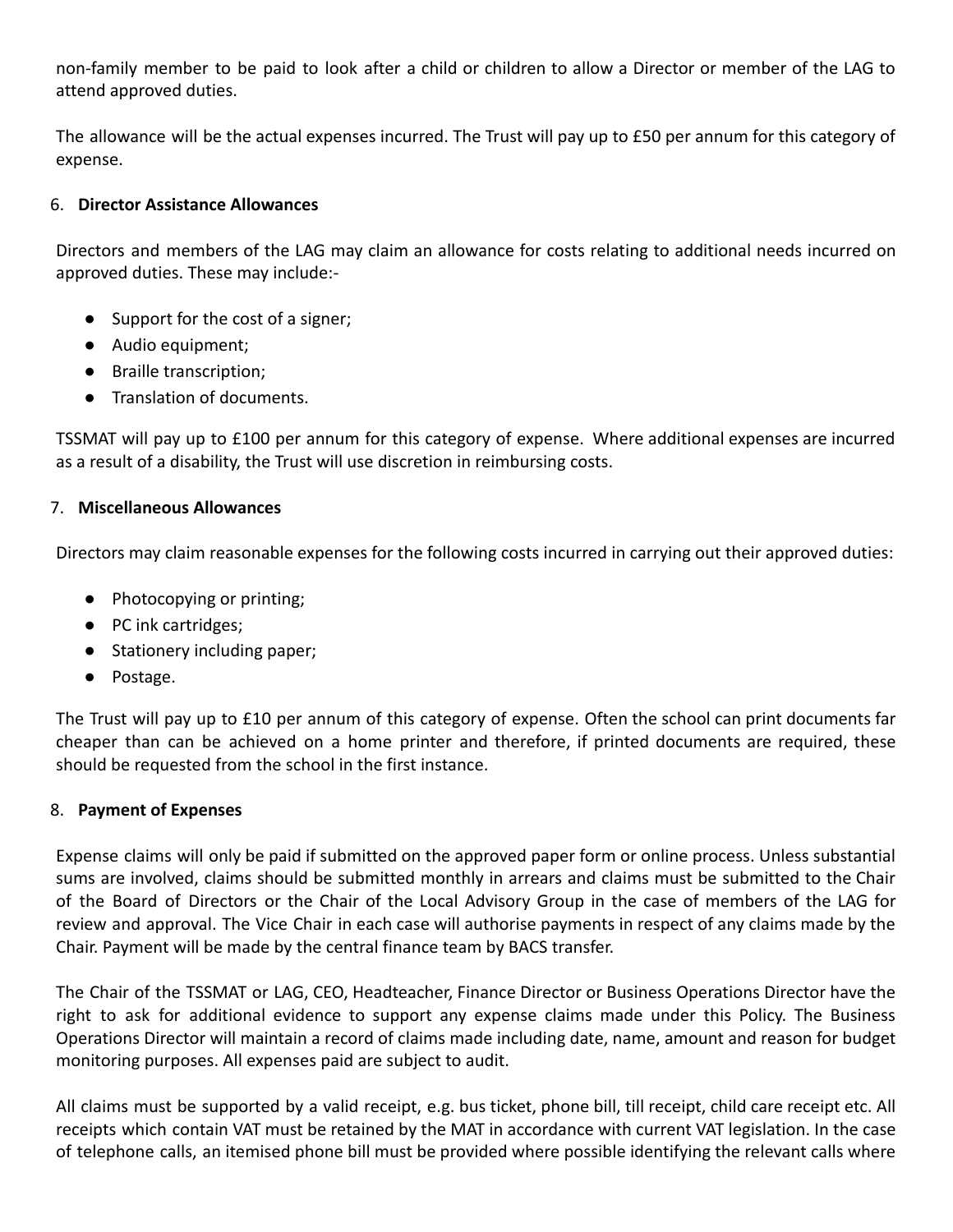non-family member to be paid to look after a child or children to allow a Director or member of the LAG to attend approved duties.

The allowance will be the actual expenses incurred. The Trust will pay up to £50 per annum for this category of expense.

6. **Director Assistance Allowances**

Directors and members of the LAG may claim an allowance for costs relating to additional needs incurred on approved duties. These may include:-

- Support for the cost of a signer;
- Audio equipment;
- Braille transcription;
- Translation of documents.

TSSMAT will pay up to £100 per annum for this category of expense. Where additional expenses are incurred as a result of a disability, the Trust will use discretion in reimbursing costs.

7. **Miscellaneous Allowances**

Directors may claim reasonable expenses for the following costs incurred in carrying out their approved duties:

- Photocopying or printing;
- PC ink cartridges;
- Stationery including paper;
- Postage.

The Trust will pay up to £10 per annum of this category of expense. Often the school can print documents far cheaper than can be achieved on a home printer and therefore, if printed documents are required, these should be requested from the school in the first instance.

8. **Payment of Expenses**

Expense claims will only be paid if submitted on the approved paper form or online process. Unless substantial sums are involved, claims should be submitted monthly in arrears and claims must be submitted to the Chair of the Board of Directors or the Chair of the Local Advisory Group in the case of members of the LAG for review and approval. The Vice Chair in each case will authorise payments in respect of any claims made by the Chair. Payment will be made by the central finance team by BACS transfer.

The Chair of the TSSMAT or LAG, CEO, Headteacher, Finance Director or Business Operations Director have the right to ask for additional evidence to support any expense claims made under this Policy. The Business Operations Director will maintain a record of claims made including date, name, amount and reason for budget monitoring purposes. All expenses paid are subject to audit.

All claims must be supported by a valid receipt, e.g. bus ticket, phone bill, till receipt, child care receipt etc. All receipts which contain VAT must be retained by the MAT in accordance with current VAT legislation. In the case of telephone calls, an itemised phone bill must be provided where possible identifying the relevant calls where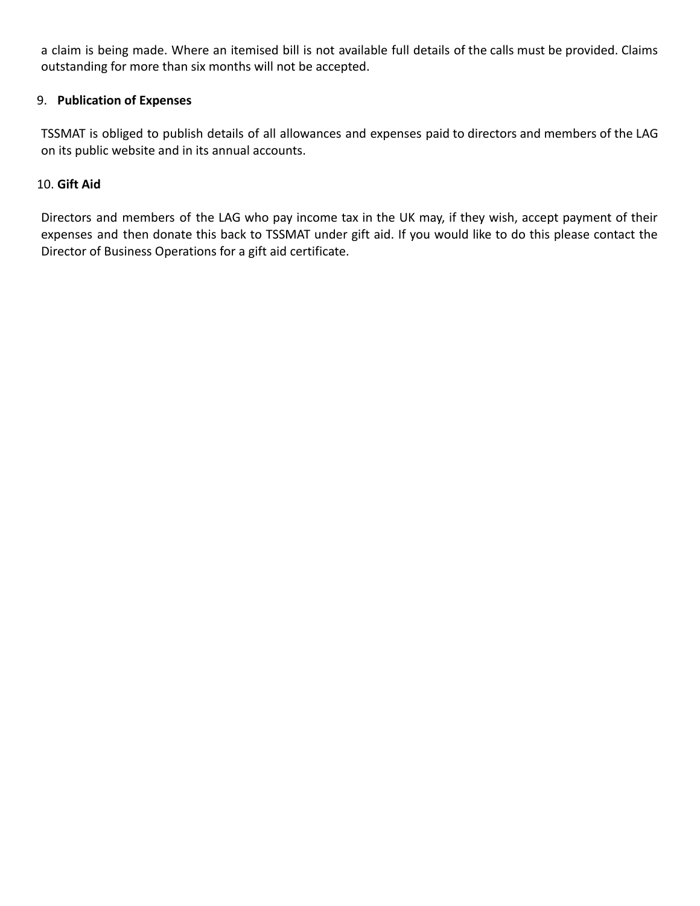a claim is being made. Where an itemised bill is not available full details of the calls must be provided. Claims outstanding for more than six months will not be accepted.

9. **Publication of Expenses**

TSSMAT is obliged to publish details of all allowances and expenses paid to directors and members of the LAG on its public website and in its annual accounts.

10. **Gift Aid**

Directors and members of the LAG who pay income tax in the UK may, if they wish, accept payment of their expenses and then donate this back to TSSMAT under gift aid. If you would like to do this please contact the Director of Business Operations for a gift aid certificate.